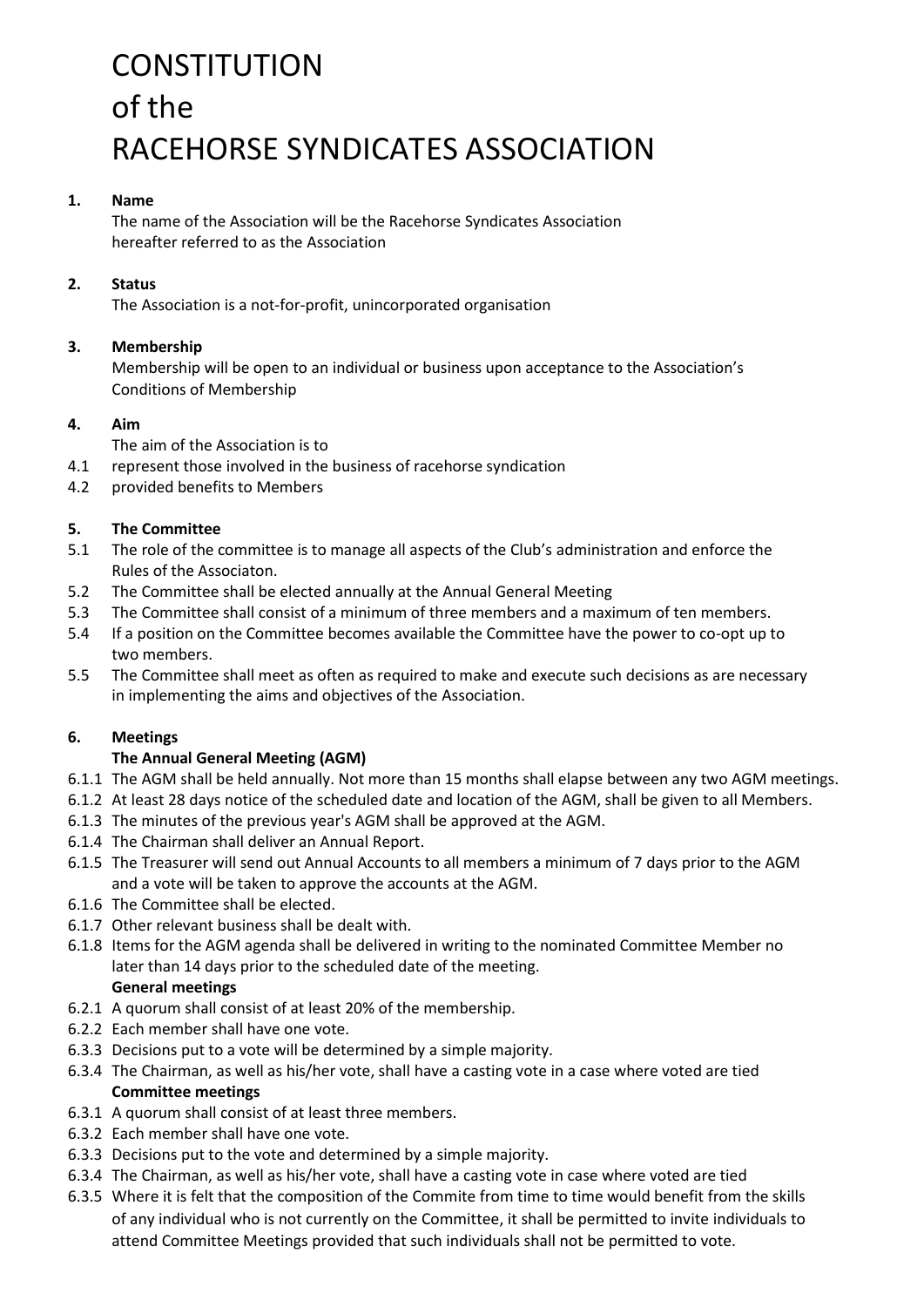# CONSTITUTION of the RACEHORSE SYNDICATES ASSOCIATION

**1. Name**

The name of the Association will be the Racehorse Syndicates Association hereafter referred to as the Association

**2. Status**

The Association is a not-for-profit, unincorporated organisation

**3. Membership**

Membership will be open to an individual or business upon acceptance to the Association's Conditions of Membership

**4. Aim**

The aim of the Association is to

4.1 represent those involved in the business of racehorse syndication

4.2 provided benefits to Members

**5. The Committee**

5.1 The role of the committee is to manage all aspects of the Club's administration and enforce the Rules of the Associaton.

5.2 The Committee shall be elected annually at the Annual General Meeting

5.3 The Committee shall consist of a minimum of three members and a maximum of ten members.

5.4 If a position on the Committee becomes available the Committee have the power to co-opt up to two members.

5.5 The Committee shall meet as often as required to make and execute such decisions as are necessary in implementing the aims and objectives of the Association.

**6. Meetings**

**The Annual General Meeting (AGM)**

6.1.1 The AGM shall be held annually. Not more than 15 months shall elapse between any two AGM meetings.

6.1.2 At least 28 days notice of the scheduled date and location of the AGM, shall be given to all Members.

6.1.3 The minutes of the previous year's AGM shall be approved at the AGM.

6.1.4 The Chairman shall deliver an Annual Report.

6.1.5 The Treasurer will send out Annual Accounts to all members a minimum of 7 days prior to the AGM and a vote will be taken to approve the accounts at the AGM.

6.1.6 The Committee shall be elected.

6.1.7 Other relevant business shall be dealt with.

6.1.8 Items for the AGM agenda shall be delivered in writing to the nominated Committee Member no later than 14 days prior to the scheduled date of the meeting.

**General meetings**

6.2.1 A quorum shall consist of at least 20% of the membership.

6.2.2 Each member shall have one vote.

6.3.3 Decisions put to a vote will be determined by a simple majority.

6.3.4 The Chairman, as well as his/her vote, shall have a casting vote in a case where voted are tied

**Committee meetings**

6.3.1 A quorum shall consist of at least three members.

6.3.2 Each member shall have one vote.

6.3.3 Decisions put to the vote and determined by a simple majority.

6.3.4 The Chairman, as well as his/her vote, shall have a casting vote in case where voted are tied

6.3.5 Where it is felt that the composition of the Commite from time to time would benefit from the skills of any individual who is not currently on the Committee, it shall be permitted to invite individuals to attend Committee Meetings provided that such individuals shall not be permitted to vote.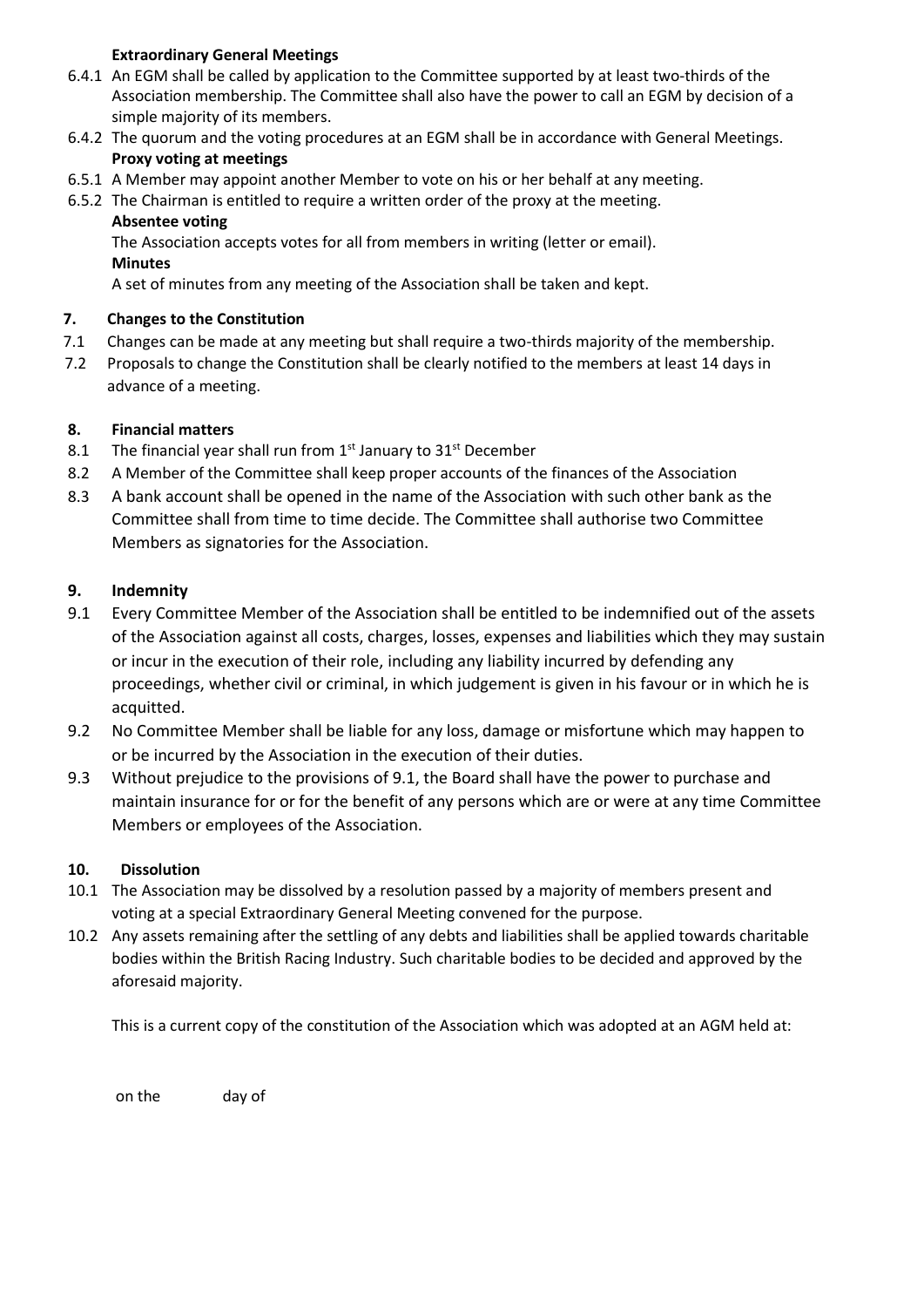**Extraordinary General Meetings**

6.4.1 An EGM shall be called by application to the Committee supported by at least two-thirds of the Association membership. The Committee shall also have the power to call an EGM by decision of a simple majority of its members.

6.4.2 The quorum and the voting procedures at an EGM shall be in accordance with General Meetings.

**Proxy voting at meetings**

6.5.1 A Member may appoint another Member to vote on his or her behalf at any meeting.

6.5.2 The Chairman is entitled to require a written order of the proxy at the meeting.

**Absentee voting**

The Association accepts votes for all from members in writing (letter or email).

**Minutes**

A set of minutes from any meeting of the Association shall be taken and kept.

## 7. Changes to the Constitution

7.1 Changes can be made at any meeting but shall require a two-thirds majority of the membership.

7.2 Proposals to change the Constitution shall be clearly notified to the members at least 14 days in advance of a meeting.

## 8. Financial matters

8.1 The financial year shall run from 1st January to 31st December

8.2 A Member of the Committee shall keep proper accounts of the finances of the Association

8.3 A bank account shall be opened in the name of the Association with such other bank as the Committee shall from time to time decide. The Committee shall authorise two Committee Members as signatories for the Association.

## 9. Indemnity

9.1 Every Committee Member of the Association shall be entitled to be indemnified out of the assets of the Association against all costs, charges, losses, expenses and liabilities which they may sustain or incur in the execution of their role, including any liability incurred by defending any proceedings, whether civil or criminal, in which judgement is given in his favour or in which he is acquitted.

9.2 No Committee Member shall be liable for any loss, damage or misfortune which may happen to or be incurred by the Association in the execution of their duties.

9.3 Without prejudice to the provisions of 9.1, the Board shall have the power to purchase and maintain insurance for or for the benefit of any persons which are or were at any time Committee Members or employees of the Association.

## 10. Dissolution

10.1 The Association may be dissolved by a resolution passed by a majority of members present and voting at a special Extraordinary General Meeting convened for the purpose.

10.2 Any assets remaining after the settling of any debts and liabilities shall be applied towards charitable bodies within the British Racing Industry. Such charitable bodies to be decided and approved by the aforesaid majority.

This is a current copy of the constitution of the Association which was adopted at an AGM held at:

on the day of